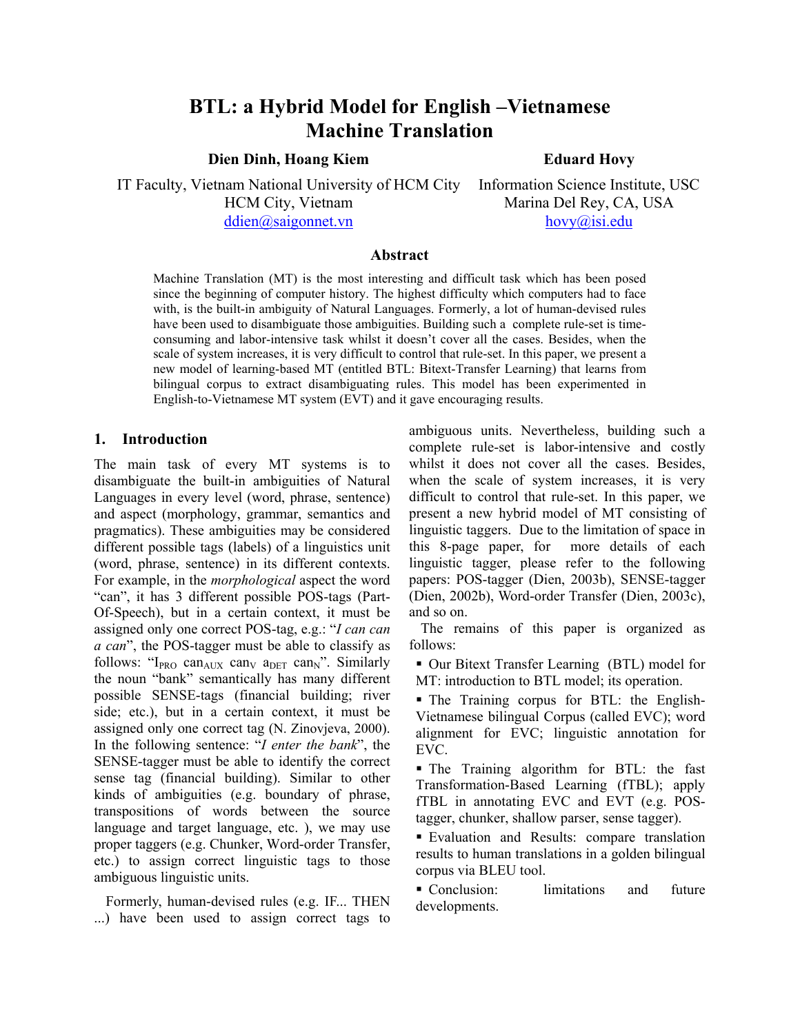# BTL: a Hybrid Model for English –Vietnamese Machine Translation

**Dien Dinh, Hoang Kiem**

IT Faculty, Vietnam National University of HCM City
HCM City, Vietnam
ddien@saigonnet.vn

**Eduard Hovy**

Information Science Institute, USC
Marina Del Rey, CA, USA
hovy@isi.edu

## Abstract

Machine Translation (MT) is the most interesting and difficult task which has been posed since the beginning of computer history. The highest difficulty which computers had to face with, is the built-in ambiguity of Natural Languages. Formerly, a lot of human-devised rules have been used to disambiguate those ambiguities. Building such a complete rule-set is time-consuming and labor-intensive task whilst it doesn't cover all the cases. Besides, when the scale of system increases, it is very difficult to control that rule-set. In this paper, we present a new model of learning-based MT (entitled BTL: Bitext-Transfer Learning) that learns from bilingual corpus to extract disambiguating rules. This model has been experimented in English-to-Vietnamese MT system (EVT) and it gave encouraging results.

## 1. Introduction

The main task of every MT systems is to disambiguate the built-in ambiguities of Natural Languages in every level (word, phrase, sentence) and aspect (morphology, grammar, semantics and pragmatics). These ambiguities may be considered different possible tags (labels) of a linguistics unit (word, phrase, sentence) in its different contexts. For example, in the *morphological* aspect the word "can", it has 3 different possible POS-tags (Part-Of-Speech), but in a certain context, it must be assigned only one correct POS-tag, e.g.: "*I can can a can*", the POS-tagger must be able to classify as follows: "$I_{PRO}$ $can_{AUX}$ $can_{V}$ $a_{DET}$ $can_{N}$". Similarly the noun "bank" semantically has many different possible SENSE-tags (financial building; river side; etc.), but in a certain context, it must be assigned only one correct tag (N. Zinovjeva, 2000). In the following sentence: "*I enter the bank*", the SENSE-tagger must be able to identify the correct sense tag (financial building). Similar to other kinds of ambiguities (e.g. boundary of phrase, transpositions of words between the source language and target language, etc. ), we may use proper taggers (e.g. Chunker, Word-order Transfer, etc.) to assign correct linguistic tags to those ambiguous linguistic units.

Formerly, human-devised rules (e.g. IF... THEN ...) have been used to assign correct tags to ambiguous units. Nevertheless, building such a complete rule-set is labor-intensive and costly whilst it does not cover all the cases. Besides, when the scale of system increases, it is very difficult to control that rule-set. In this paper, we present a new hybrid model of MT consisting of linguistic taggers. Due to the limitation of space in this 8-page paper, for more details of each linguistic tagger, please refer to the following papers: POS-tagger (Dien, 2003b), SENSE-tagger (Dien, 2002b), Word-order Transfer (Dien, 2003c), and so on.

The remains of this paper is organized as follows:

- Our Bitext Transfer Learning (BTL) model for MT: introduction to BTL model; its operation.
- The Training corpus for BTL: the English-Vietnamese bilingual Corpus (called EVC); word alignment for EVC; linguistic annotation for EVC.
- The Training algorithm for BTL: the fast Transformation-Based Learning (fTBL); apply fTBL in annotating EVC and EVT (e.g. POS-tagger, chunker, shallow parser, sense tagger).
- Evaluation and Results: compare translation results to human translations in a golden bilingual corpus via BLEU tool.
- Conclusion: limitations and future developments.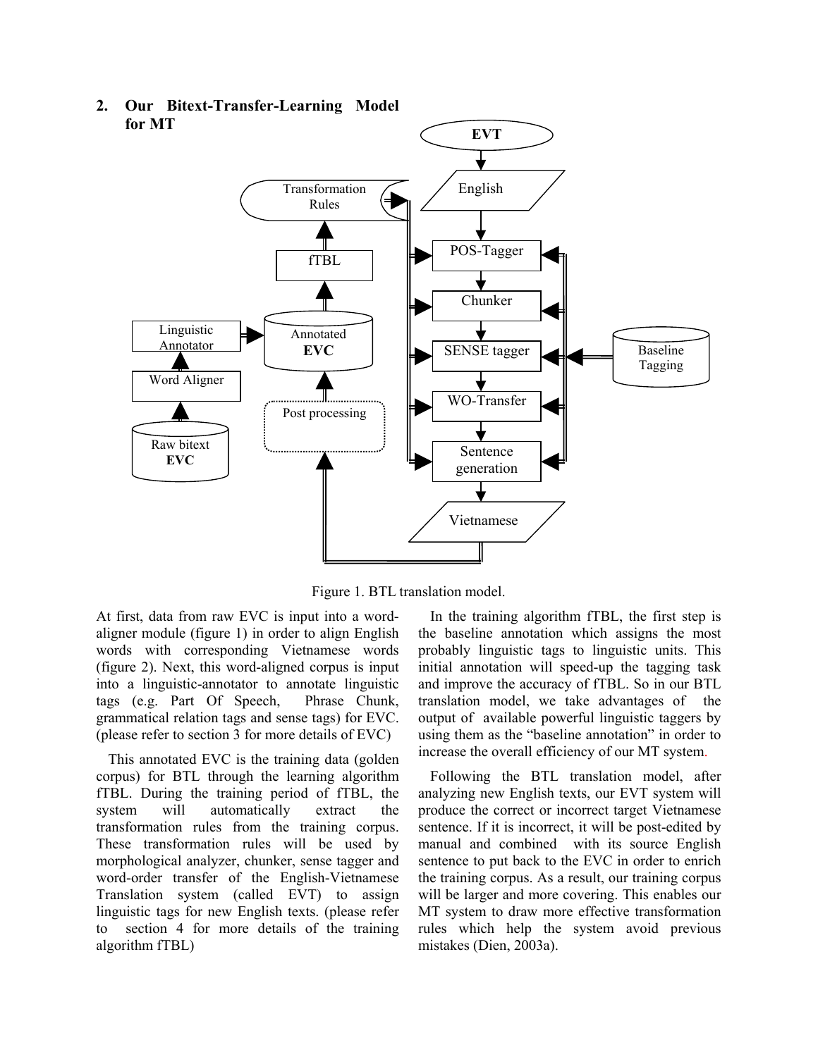## 2. Our Bitext-Transfer-Learning Model for MT

Figure 1. BTL translation model.

At first, data from raw EVC is input into a word-aligner module (figure 1) in order to align English words with corresponding Vietnamese words (figure 2). Next, this word-aligned corpus is input into a linguistic-annotator to annotate linguistic tags (e.g. Part Of Speech, Phrase Chunk, grammatical relation tags and sense tags) for EVC. (please refer to section 3 for more details of EVC)

This annotated EVC is the training data (golden corpus) for BTL through the learning algorithm fTBL. During the training period of fTBL, the system will automatically extract the transformation rules from the training corpus. These transformation rules will be used by morphological analyzer, chunker, sense tagger and word-order transfer of the English-Vietnamese Translation system (called EVT) to assign linguistic tags for new English texts. (please refer to section 4 for more details of the training algorithm fTBL)

In the training algorithm fTBL, the first step is the baseline annotation which assigns the most probably linguistic tags to linguistic units. This initial annotation will speed-up the tagging task and improve the accuracy of fTBL. So in our BTL translation model, we take advantages of the output of available powerful linguistic taggers by using them as the "baseline annotation" in order to increase the overall efficiency of our MT system.

Following the BTL translation model, after analyzing new English texts, our EVT system will produce the correct or incorrect target Vietnamese sentence. If it is incorrect, it will be post-edited by manual and combined with its source English sentence to put back to the EVC in order to enrich the training corpus. As a result, our training corpus will be larger and more covering. This enables our MT system to draw more effective transformation rules which help the system avoid previous mistakes (Dien, 2003a).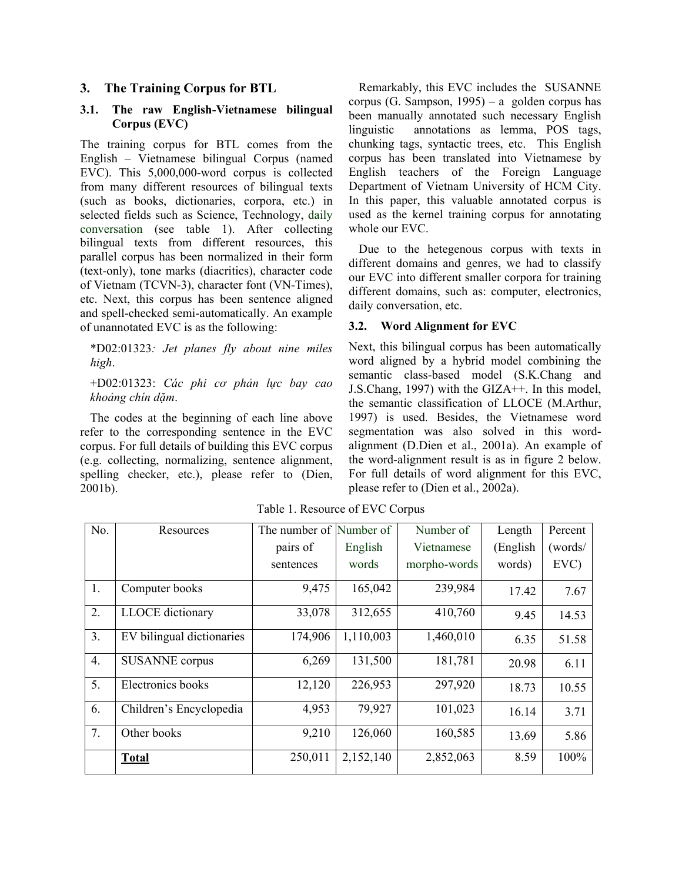## 3. The Training Corpus for BTL

### 3.1. The raw English-Vietnamese bilingual Corpus (EVC)

The training corpus for BTL comes from the English – Vietnamese bilingual Corpus (named EVC). This 5,000,000-word corpus is collected from many different resources of bilingual texts (such as books, dictionaries, corpora, etc.) in selected fields such as Science, Technology, daily conversation (see table 1). After collecting bilingual texts from different resources, this parallel corpus has been normalized in their form (text-only), tone marks (diacritics), character code of Vietnam (TCVN-3), character font (VN-Times), etc. Next, this corpus has been sentence aligned and spell-checked semi-automatically. An example of unannotated EVC is as the following:

*D02:01323*: Jet planes fly about nine miles high*.

+D02:01323: *Các phi cơ phản lực bay cao khoảng chín dặm*.

The codes at the beginning of each line above refer to the corresponding sentence in the EVC corpus. For full details of building this EVC corpus (e.g. collecting, normalizing, sentence alignment, spelling checker, etc.), please refer to (Dien, 2001b).

Remarkably, this EVC includes the SUSANNE corpus (G. Sampson, 1995) – a golden corpus has been manually annotated such necessary English linguistic annotations as lemma, POS tags, chunking tags, syntactic trees, etc. This English corpus has been translated into Vietnamese by English teachers of the Foreign Language Department of Vietnam University of HCM City. In this paper, this valuable annotated corpus is used as the kernel training corpus for annotating whole our EVC.

Due to the hetegenous corpus with texts in different domains and genres, we had to classify our EVC into different smaller corpora for training different domains, such as: computer, electronics, daily conversation, etc.

### 3.2. Word Alignment for EVC

Next, this bilingual corpus has been automatically word aligned by a hybrid model combining the semantic class-based model (S.K.Chang and J.S.Chang, 1997) with the GIZA++. In this model, the semantic classification of LLOCE (M.Arthur, 1997) is used. Besides, the Vietnamese word segmentation was also solved in this word-alignment (D.Dien et al., 2001a). An example of the word-alignment result is as in figure 2 below. For full details of word alignment for this EVC, please refer to (Dien et al., 2002a).

Table 1. Resource of EVC Corpus

| No. | Resources | The number of pairs of sentences | Number of English words | Number of Vietnamese morpho-words | Length (English words) | Percent (words/ EVC) |
|---|---|---|---|---|---|---|
| 1. | Computer books | 9,475 | 165,042 | 239,984 | 17.42 | 7.67 |
| 2. | LLOCE dictionary | 33,078 | 312,655 | 410,760 | 9.45 | 14.53 |
| 3. | EV bilingual dictionaries | 174,906 | 1,110,003 | 1,460,010 | 6.35 | 51.58 |
| 4. | SUSANNE corpus | 6,269 | 131,500 | 181,781 | 20.98 | 6.11 |
| 5. | Electronics books | 12,120 | 226,953 | 297,920 | 18.73 | 10.55 |
| 6. | Children's Encyclopedia | 4,953 | 79,927 | 101,023 | 16.14 | 3.71 |
| 7. | Other books | 9,210 | 126,060 | 160,585 | 13.69 | 5.86 |
| | **Total** | 250,011 | 2,152,140 | 2,852,063 | 8.59 | 100% |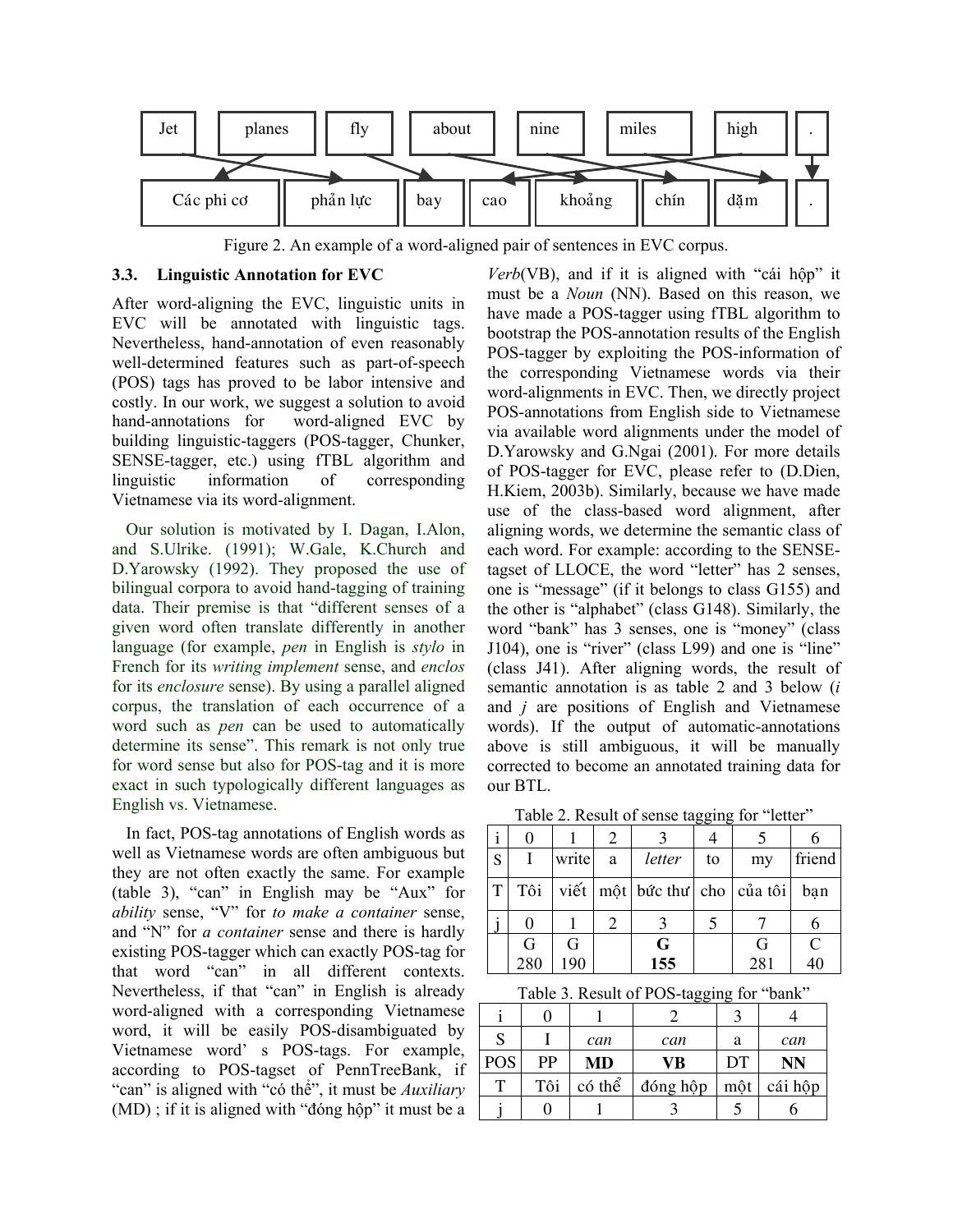| Jet | planes | fly | about | nine | miles | high | . |
|---|---|---|---|---|---|---|---|
| Các phi cơ | phản lực | bay | cao | khoảng | chín | dặm | . |

Figure 2. An example of a word-aligned pair of sentences in EVC corpus.

### 3.3. Linguistic Annotation for EVC

After word-aligning the EVC, linguistic units in EVC will be annotated with linguistic tags. Nevertheless, hand-annotation of even reasonably well-determined features such as part-of-speech (POS) tags has proved to be labor intensive and costly. In our work, we suggest a solution to avoid hand-annotations for word-aligned EVC by building linguistic-taggers (POS-tagger, Chunker, SENSE-tagger, etc.) using fTBL algorithm and linguistic information of corresponding Vietnamese via its word-alignment.

Our solution is motivated by I. Dagan, I.Alon, and S.Ulrike. (1991); W.Gale, K.Church and D.Yarowsky (1992). They proposed the use of bilingual corpora to avoid hand-tagging of training data. Their premise is that "different senses of a given word often translate differently in another language (for example, *pen* in English is *stylo* in French for its *writing implement* sense, and *enclos* for its *enclosure* sense). By using a parallel aligned corpus, the translation of each occurrence of a word such as *pen* can be used to automatically determine its sense". This remark is not only true for word sense but also for POS-tag and it is more exact in such typologically different languages as English vs. Vietnamese.

In fact, POS-tag annotations of English words as well as Vietnamese words are often ambiguous but they are not often exactly the same. For example (table 3), "can" in English may be "Aux" for *ability* sense, "V" for *to make a container* sense, and "N" for *a container* sense and there is hardly existing POS-tagger which can exactly POS-tag for that word "can" in all different contexts. Nevertheless, if that "can" in English is already word-aligned with a corresponding Vietnamese word, it will be easily POS-disambiguated by Vietnamese word' s POS-tags. For example, according to POS-tagset of PennTreeBank, if "can" is aligned with "có thể", it must be *Auxiliary* (MD) ; if it is aligned with "đóng hộp" it must be a *Verb*(VB), and if it is aligned with "cái hộp" it must be a *Noun* (NN). Based on this reason, we have made a POS-tagger using fTBL algorithm to bootstrap the POS-annotation results of the English POS-tagger by exploiting the POS-information of the corresponding Vietnamese words via their word-alignments in EVC. Then, we directly project POS-annotations from English side to Vietnamese via available word alignments under the model of D.Yarowsky and G.Ngai (2001). For more details of POS-tagger for EVC, please refer to (D.Dien, H.Kiem, 2003b). Similarly, because we have made use of the class-based word alignment, after aligning words, we determine the semantic class of each word. For example: according to the SENSE-tagset of LLOCE, the word "letter" has 2 senses, one is "message" (if it belongs to class G155) and the other is "alphabet" (class G148). Similarly, the word "bank" has 3 senses, one is "money" (class J104), one is "river" (class L99) and one is "line" (class J41). After aligning words, the result of semantic annotation is as table 2 and 3 below (*i* and *j* are positions of English and Vietnamese words). If the output of automatic-annotations above is still ambiguous, it will be manually corrected to become an annotated training data for our BTL.

Table 2. Result of sense tagging for "letter"

| i | 0 | 1 | 2 | 3 | 4 | 5 | 6 |
|---|---|---|---|---|---|---|---|
| S | I | write | a | *letter* | to | my | friend |
| T | Tôi | viết | một | bức thư | cho | của tôi | bạn |
| j | 0 | 1 | 2 | 3 | 5 | 7 | 6 |
| | G 280 | G 190 | | **G 155** | | G 281 | C 40 |

Table 3. Result of POS-tagging for "bank"

| i | 0 | 1 | 2 | 3 | 4 |
|---|---|---|---|---|---|
| S | I | *can* | *can* | a | *can* |
| POS | PP | **MD** | **VB** | DT | **NN** |
| T | Tôi | có thể | đóng hộp | một | cái hộp |
| j | 0 | 1 | 3 | 5 | 6 |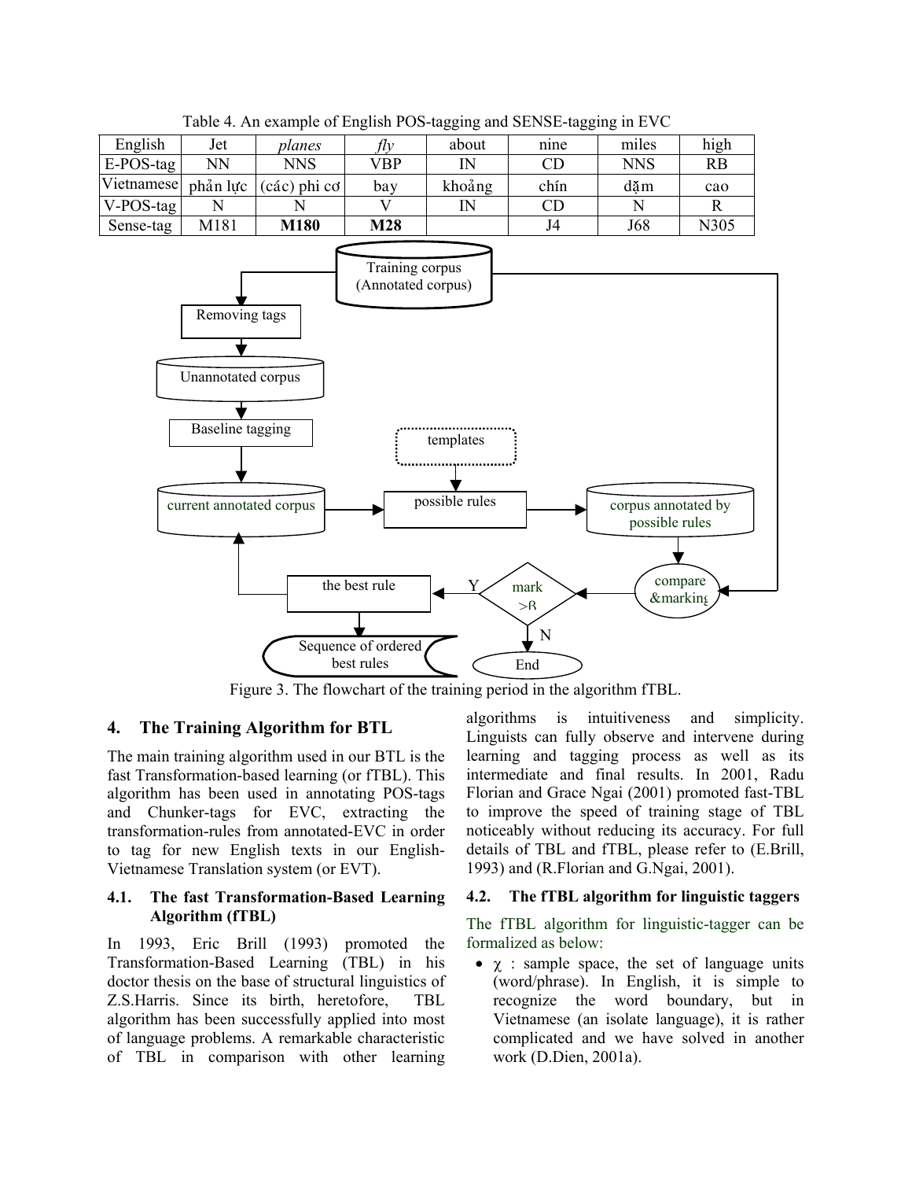Table 4. An example of English POS-tagging and SENSE-tagging in EVC

| English | Jet | *planes* | *fly* | about | nine | miles | high |
|---|---|---|---|---|---|---|---|
| E-POS-tag | NN | NNS | VBP | IN | CD | NNS | RB |
| Vietnamese | phản lực | (các) phi cơ | bay | khoảng | chín | dặm | cao |
| V-POS-tag | N | N | V | IN | CD | N | R |
| Sense-tag | M181 | **M180** | **M28** | | J4 | J68 | N305 |

Figure 3. The flowchart of the training period in the algorithm fTBL.

## 4. The Training Algorithm for BTL

The main training algorithm used in our BTL is the fast Transformation-based learning (or fTBL). This algorithm has been used in annotating POS-tags and Chunker-tags for EVC, extracting the transformation-rules from annotated-EVC in order to tag for new English texts in our English-Vietnamese Translation system (or EVT).

### 4.1. The fast Transformation-Based Learning Algorithm (fTBL)

In 1993, Eric Brill (1993) promoted the Transformation-Based Learning (TBL) in his doctor thesis on the base of structural linguistics of Z.S.Harris. Since its birth, heretofore, TBL algorithm has been successfully applied into most of language problems. A remarkable characteristic of TBL in comparison with other learning algorithms is intuitiveness and simplicity. Linguists can fully observe and intervene during learning and tagging process as well as its intermediate and final results. In 2001, Radu Florian and Grace Ngai (2001) promoted fast-TBL to improve the speed of training stage of TBL noticeably without reducing its accuracy. For full details of TBL and fTBL, please refer to (E.Brill, 1993) and (R.Florian and G.Ngai, 2001).

### 4.2. The fTBL algorithm for linguistic taggers

The fTBL algorithm for linguistic-tagger can be formalized as below:

- $\chi$ : sample space, the set of language units (word/phrase). In English, it is simple to recognize the word boundary, but in Vietnamese (an isolate language), it is rather complicated and we have solved in another work (D.Dien, 2001a).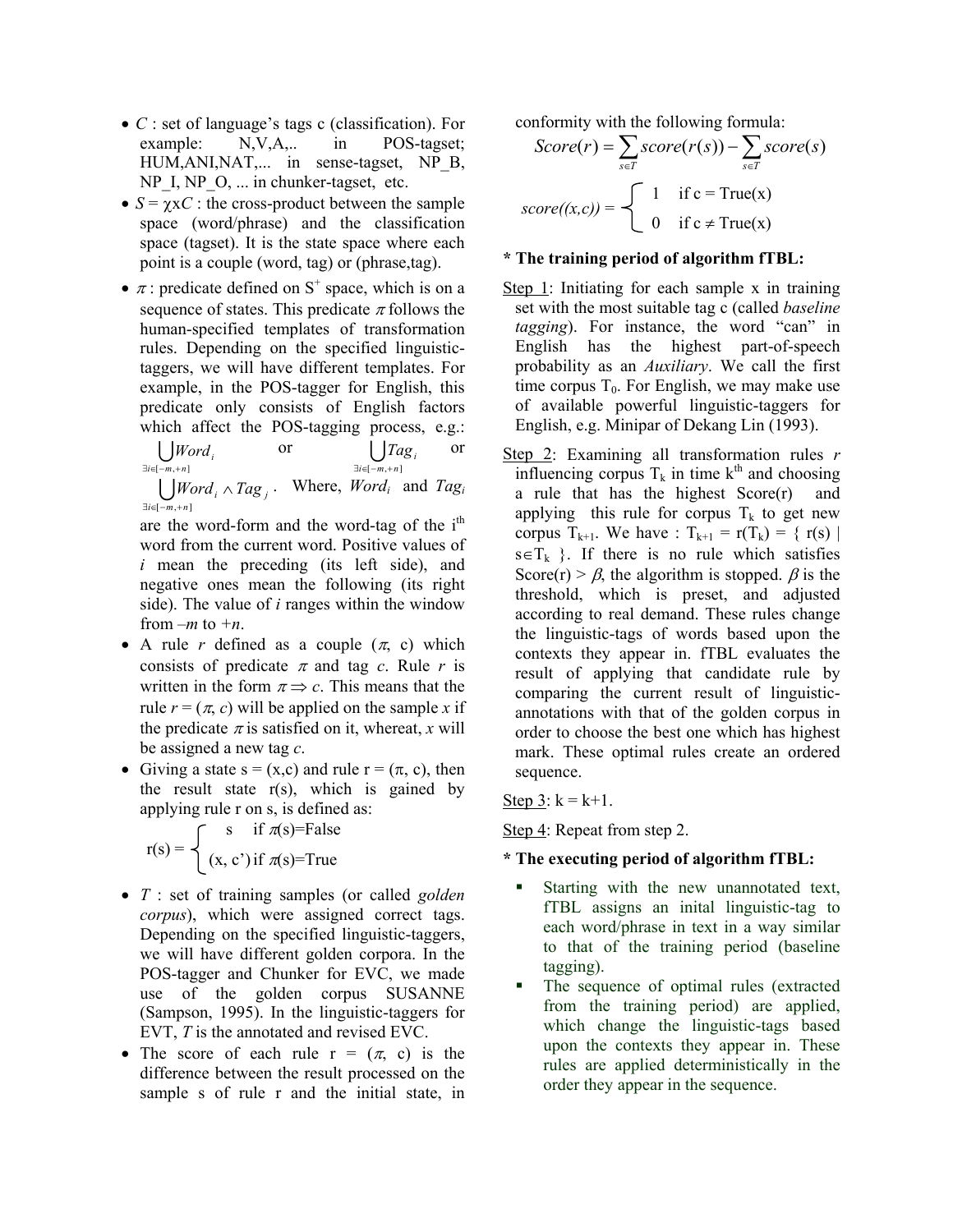- $C$ : set of language's tags c (classification). For example: N,V,A,.. in POS-tagset; HUM,ANI,NAT,... in sense-tagset, NP_B, NP_I, NP_O, ... in chunker-tagset, etc.
- $S = \chi \mathrm{x} C$ : the cross-product between the sample space (word/phrase) and the classification space (tagset). It is the state space where each point is a couple (word, tag) or (phrase,tag).
- $\pi$ : predicate defined on $S^+$ space, which is on a sequence of states. This predicate $\pi$ follows the human-specified templates of transformation rules. Depending on the specified linguistic-taggers, we will have different templates. For example, in the POS-tagger for English, this predicate only consists of English factors which affect the POS-tagging process, e.g.: $\bigcup_{\exists i \in [-m,+n]} Word_i$ or $\bigcup_{\exists i \in [-m,+n]} Tag_i$ or $\bigcup_{\exists i \in [-m,+n]} Word_i \wedge Tag_j$. Where, $Word_i$ and $Tag_i$ are the word-form and the word-tag of the $i^{th}$ word from the current word. Positive values of $i$ mean the preceding (its left side), and negative ones mean the following (its right side). The value of $i$ ranges within the window from $-m$ to $+n$.
- A rule $r$ defined as a couple ($\pi$, c) which consists of predicate $\pi$ and tag $c$. Rule $r$ is written in the form $\pi \Rightarrow c$. This means that the rule $r = (\pi, c)$ will be applied on the sample $x$ if the predicate $\pi$ is satisfied on it, whereat, $x$ will be assigned a new tag $c$.
- Giving a state s = (x,c) and rule r = ($\pi$, c), then the result state r(s), which is gained by applying rule r on s, is defined as:

$$r(s) = \begin{cases} s & \text{if } \pi(s)=\text{False} \\ (x, c') & \text{if } \pi(s)=\text{True} \end{cases}$$

- $T$ : set of training samples (or called *golden corpus*), which were assigned correct tags. Depending on the specified linguistic-taggers, we will have different golden corpora. In the POS-tagger and Chunker for EVC, we made use of the golden corpus SUSANNE (Sampson, 1995). In the linguistic-taggers for EVT, $T$ is the annotated and revised EVC.
- The score of each rule r = ($\pi$, c) is the difference between the result processed on the sample s of rule r and the initial state, in conformity with the following formula:

$$Score(r) = \sum_{s \in T} score(r(s)) - \sum_{s \in T} score(s)$$

$$score((x,c)) = \begin{cases} 1 & \text{if } c = \text{True(x)} \\ 0 & \text{if } c \neq \text{True(x)} \end{cases}$$

**\* The training period of algorithm fTBL:**

Step 1: Initiating for each sample x in training set with the most suitable tag c (called *baseline tagging*). For instance, the word "can" in English has the highest part-of-speech probability as an *Auxiliary*. We call the first time corpus $T_0$. For English, we may make use of available powerful linguistic-taggers for English, e.g. Minipar of Dekang Lin (1993).

Step 2: Examining all transformation rules $r$ influencing corpus $T_k$ in time $k^{th}$ and choosing a rule that has the highest Score(r) and applying this rule for corpus $T_k$ to get new corpus $T_{k+1}$. We have : $T_{k+1} = r(T_k) = \{ r(s) \mid s \in T_k \}$. If there is no rule which satisfies Score(r) > $\beta$, the algorithm is stopped. $\beta$ is the threshold, which is preset, and adjusted according to real demand. These rules change the linguistic-tags of words based upon the contexts they appear in. fTBL evaluates the result of applying that candidate rule by comparing the current result of linguistic-annotations with that of the golden corpus in order to choose the best one which has highest mark. These optimal rules create an ordered sequence.

Step 3: k = k+1.

Step 4: Repeat from step 2.

**\* The executing period of algorithm fTBL:**

- Starting with the new unannotated text, fTBL assigns an inital linguistic-tag to each word/phrase in text in a way similar to that of the training period (baseline tagging).
- The sequence of optimal rules (extracted from the training period) are applied, which change the linguistic-tags based upon the contexts they appear in. These rules are applied deterministically in the order they appear in the sequence.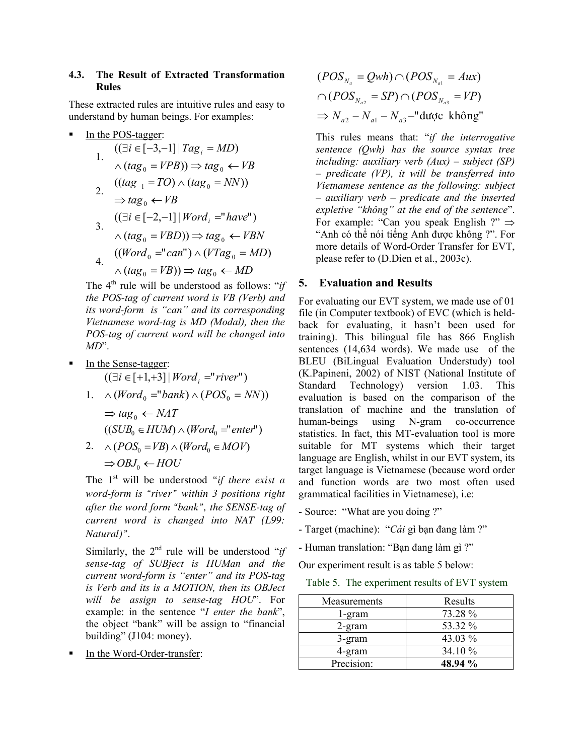### 4.3. The Result of Extracted Transformation Rules

These extracted rules are intuitive rules and easy to understand by human beings. For examples:

- In the POS-tagger:
  1. $((\exists i \in [-3,-1] \mid Tag_i = MD) \wedge (tag_0 = VPB)) \Rightarrow tag_0 \leftarrow VB$
  2. $((tag_{-1} = TO) \wedge (tag_0 = NN)) \Rightarrow tag_0 \leftarrow VB$
  3. $((\exists i \in [-2,-1] \mid Word_i = "have") \wedge (tag_0 = VBD)) \Rightarrow tag_0 \leftarrow VBN$
  4. $((Word_0 = "can") \wedge (VTag_0 = MD) \wedge (tag_0 = VB)) \Rightarrow tag_0 \leftarrow MD$

  The 4[th] rule will be understood as follows: "*if the POS-tag of current word is VB (Verb) and its word-form is "can" and its corresponding Vietnamese word-tag is MD (Modal), then the POS-tag of current word will be changed into MD*".

- In the Sense-tagger:
  1. $((\exists i \in [+1,+3] \mid Word_i = "river") \wedge (Word_0 = "bank) \wedge (POS_0 = NN)) \Rightarrow tag_0 \leftarrow NAT$
  2. $((SUB_0 \in HUM) \wedge (Word_0 = "enter") \wedge (POS_0 = VB) \wedge (Word_0 \in MOV) \Rightarrow OBJ_0 \leftarrow HOU$

  The 1[st] will be understood "*if there exist a word-form is "river" within 3 positions right after the word form "bank", the SENSE-tag of current word is changed into NAT (L99: Natural)*".

  Similarly, the 2[nd] rule will be understood "*if sense-tag of SUBject is HUMan and the current word-form is "enter" and its POS-tag is Verb and its is a MOTION, then its OBJect will be assign to sense-tag HOU*". For example: in the sentence "*I enter the bank*", the object "bank" will be assign to "financial building" (J104: money).

- In the Word-Order-transfer:

$$(POS_{N_a} = Qwh) \cap (POS_{N_{a1}} = Aux) \cap (POS_{N_{a2}} = SP) \cap (POS_{N_{a3}} = VP) \Rightarrow N_{a2} - N_{a1} - N_{a3} - \text{"được không"}$$

  This rules means that: "*if the interrogative sentence (Qwh) has the source syntax tree including: auxiliary verb (Aux) – subject (SP) – predicate (VP), it will be transferred into Vietnamese sentence as the following: subject – auxiliary verb – predicate and the inserted expletive "không" at the end of the sentence*". For example: "Can you speak English ?" ⇒ "Anh có thể nói tiếng Anh được không ?". For more details of Word-Order Transfer for EVT, please refer to (D.Dien et al., 2003c).

## 5. Evaluation and Results

For evaluating our EVT system, we made use of 01 file (in Computer textbook) of EVC (which is held-back for evaluating, it hasn't been used for training). This bilingual file has 866 English sentences (14,634 words). We made use of the BLEU (BiLingual Evaluation Understudy) tool (K.Papineni, 2002) of NIST (National Institute of Standard Technology) version 1.03. This evaluation is based on the comparison of the translation of machine and the translation of human-beings using N-gram co-occurrence statistics. In fact, this MT-evaluation tool is more suitable for MT systems which their target language are English, whilst in our EVT system, its target language is Vietnamese (because word order and function words are two most often used grammatical facilities in Vietnamese), i.e:

- Source: "What are you doing ?"
- Target (machine): "*Cái* gì bạn đang làm ?"
- Human translation: "Bạn đang làm gì ?"

Our experiment result is as table 5 below:

Table 5. The experiment results of EVT system

| Measurements | Results |
|---|---|
| 1-gram | 73.28 % |
| 2-gram | 53.32 % |
| 3-gram | 43.03 % |
| 4-gram | 34.10 % |
| Precision: | **48.94 %** |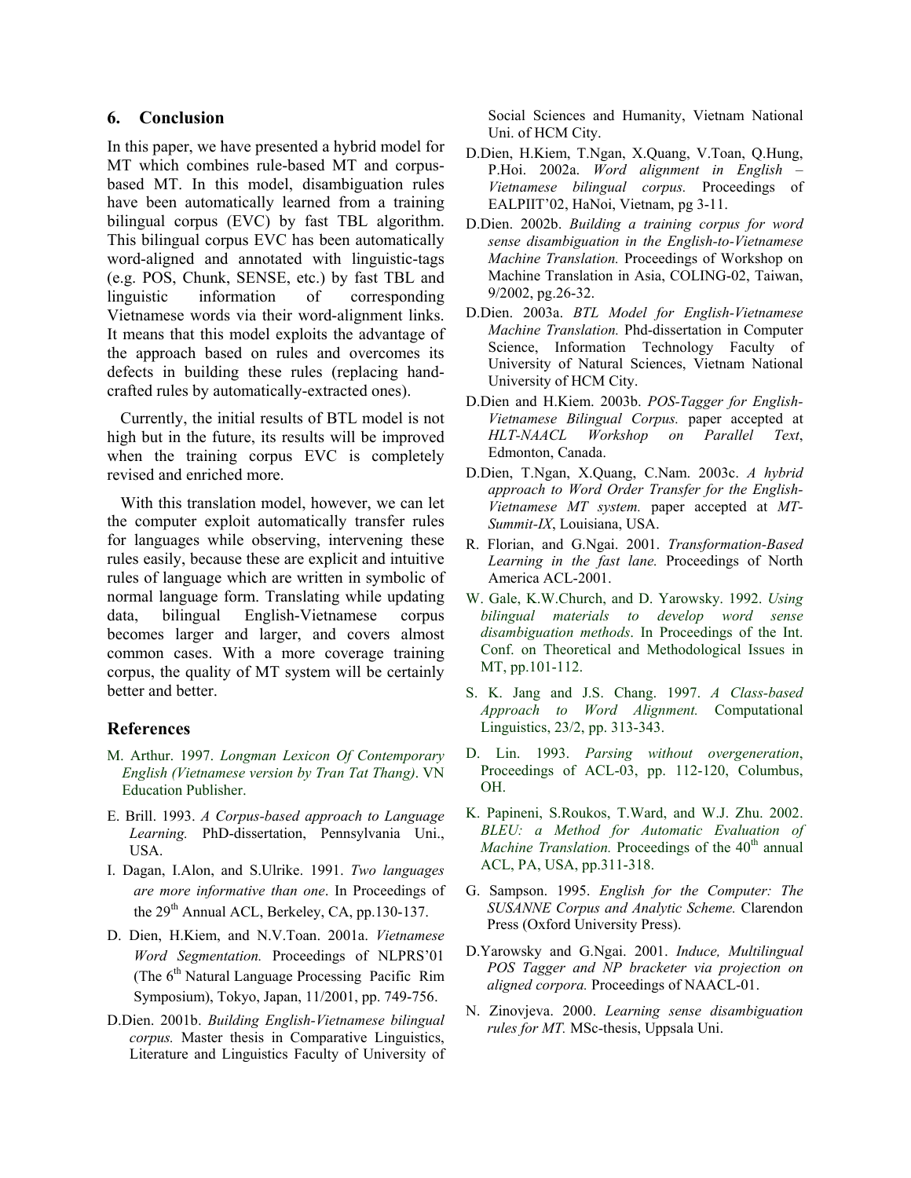## 6. Conclusion

In this paper, we have presented a hybrid model for MT which combines rule-based MT and corpus-based MT. In this model, disambiguation rules have been automatically learned from a training bilingual corpus (EVC) by fast TBL algorithm. This bilingual corpus EVC has been automatically word-aligned and annotated with linguistic-tags (e.g. POS, Chunk, SENSE, etc.) by fast TBL and linguistic information of corresponding Vietnamese words via their word-alignment links. It means that this model exploits the advantage of the approach based on rules and overcomes its defects in building these rules (replacing hand-crafted rules by automatically-extracted ones).

Currently, the initial results of BTL model is not high but in the future, its results will be improved when the training corpus EVC is completely revised and enriched more.

With this translation model, however, we can let the computer exploit automatically transfer rules for languages while observing, intervening these rules easily, because these are explicit and intuitive rules of language which are written in symbolic of normal language form. Translating while updating data, bilingual English-Vietnamese corpus becomes larger and larger, and covers almost common cases. With a more coverage training corpus, the quality of MT system will be certainly better and better.

## References

M. Arthur. 1997. *Longman Lexicon Of Contemporary English (Vietnamese version by Tran Tat Thang)*. VN Education Publisher.

E. Brill. 1993. *A Corpus-based approach to Language Learning.* PhD-dissertation, Pennsylvania Uni., USA.

I. Dagan, I.Alon, and S.Ulrike. 1991. *Two languages are more informative than one*. In Proceedings of the 29th Annual ACL, Berkeley, CA, pp.130-137.

D. Dien, H.Kiem, and N.V.Toan. 2001a. *Vietnamese Word Segmentation.* Proceedings of NLPRS'01 (The 6th Natural Language Processing Pacific Rim Symposium), Tokyo, Japan, 11/2001, pp. 749-756.

D.Dien. 2001b. *Building English-Vietnamese bilingual corpus.* Master thesis in Comparative Linguistics, Literature and Linguistics Faculty of University of Social Sciences and Humanity, Vietnam National Uni. of HCM City.

D.Dien, H.Kiem, T.Ngan, X.Quang, V.Toan, Q.Hung, P.Hoi. 2002a. *Word alignment in English – Vietnamese bilingual corpus.* Proceedings of EALPIIT'02, HaNoi, Vietnam, pg 3-11.

D.Dien. 2002b. *Building a training corpus for word sense disambiguation in the English-to-Vietnamese Machine Translation.* Proceedings of Workshop on Machine Translation in Asia, COLING-02, Taiwan, 9/2002, pg.26-32.

D.Dien. 2003a. *BTL Model for English-Vietnamese Machine Translation.* Phd-dissertation in Computer Science, Information Technology Faculty of University of Natural Sciences, Vietnam National University of HCM City.

D.Dien and H.Kiem. 2003b. *POS-Tagger for English-Vietnamese Bilingual Corpus.* paper accepted at *HLT-NAACL Workshop on Parallel Text*, Edmonton, Canada.

D.Dien, T.Ngan, X.Quang, C.Nam. 2003c. *A hybrid approach to Word Order Transfer for the English-Vietnamese MT system.* paper accepted at *MT-Summit-IX*, Louisiana, USA.

R. Florian, and G.Ngai. 2001. *Transformation-Based Learning in the fast lane.* Proceedings of North America ACL-2001.

W. Gale, K.W.Church, and D. Yarowsky. 1992. *Using bilingual materials to develop word sense disambiguation methods*. In Proceedings of the Int. Conf. on Theoretical and Methodological Issues in MT, pp.101-112.

S. K. Jang and J.S. Chang. 1997. *A Class-based Approach to Word Alignment.* Computational Linguistics, 23/2, pp. 313-343.

D. Lin. 1993. *Parsing without overgeneration*, Proceedings of ACL-03, pp. 112-120, Columbus, OH.

K. Papineni, S.Roukos, T.Ward, and W.J. Zhu. 2002. *BLEU: a Method for Automatic Evaluation of Machine Translation.* Proceedings of the 40th annual ACL, PA, USA, pp.311-318.

G. Sampson. 1995. *English for the Computer: The SUSANNE Corpus and Analytic Scheme.* Clarendon Press (Oxford University Press).

D.Yarowsky and G.Ngai. 2001. *Induce, Multilingual POS Tagger and NP bracketer via projection on aligned corpora.* Proceedings of NAACL-01.

N. Zinovjeva. 2000. *Learning sense disambiguation rules for MT.* MSc-thesis, Uppsala Uni.